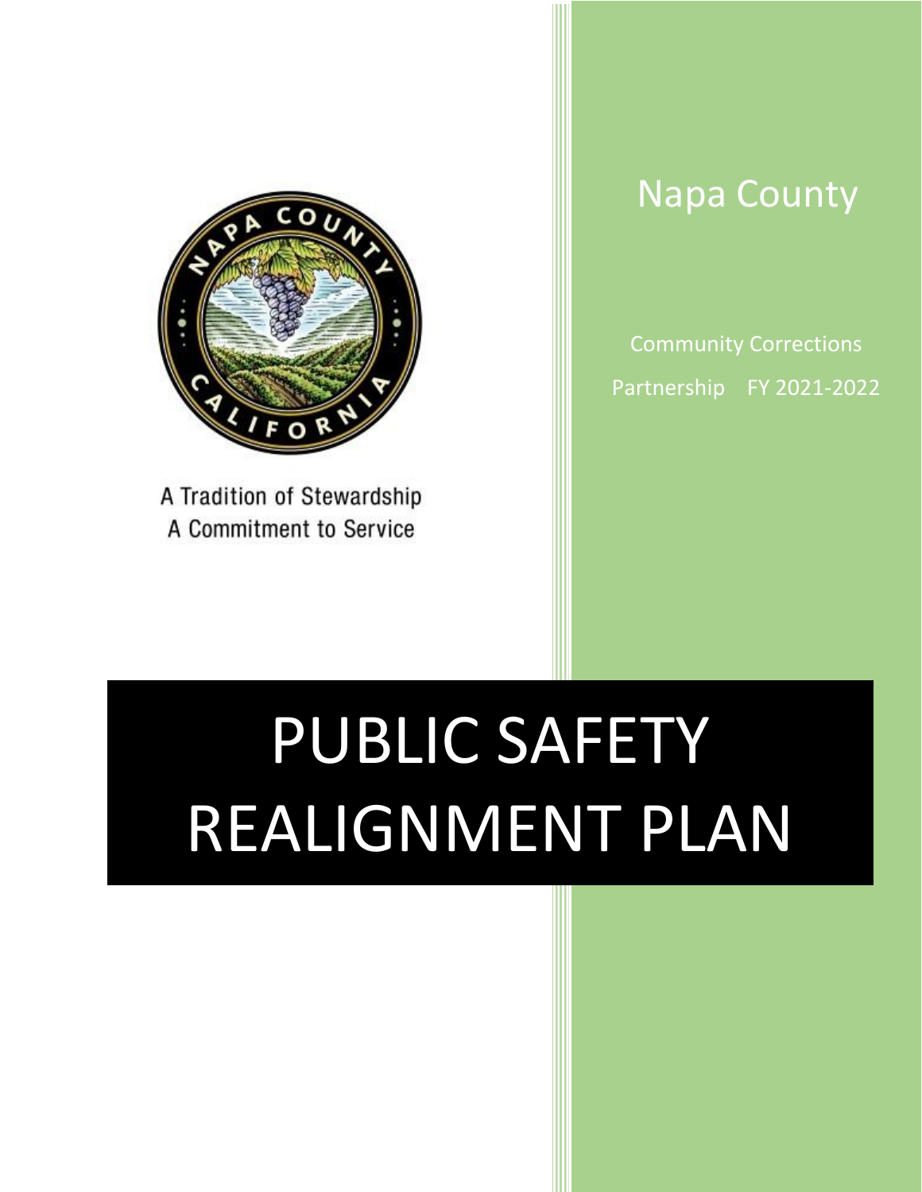A Tradition of Stewardship
A Commitment to Service

# Napa County

Community Corrections Partnership FY 2021-2022

# PUBLIC SAFETY REALIGNMENT PLAN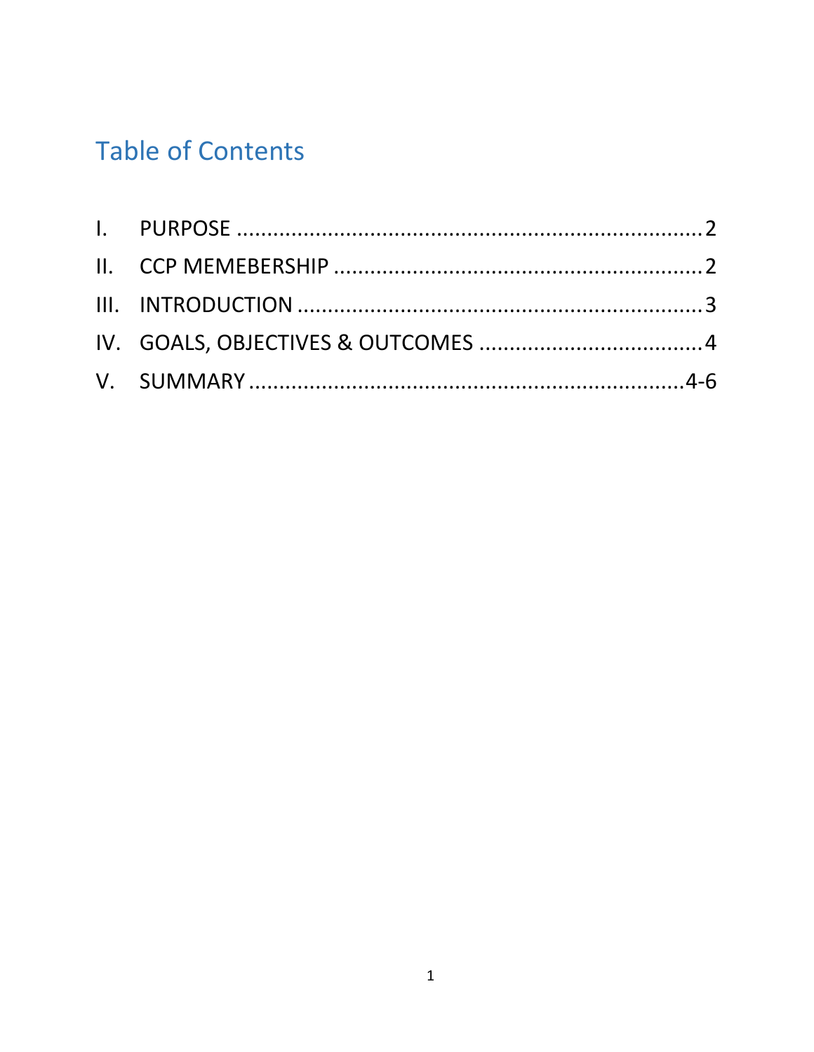# Table of Contents

I. PURPOSE .............................................................................2

II. CCP MEMEBERSHIP ..........................................................2

III. INTRODUCTION ...............................................................3

IV. GOALS, OBJECTIVES & OUTCOMES ....................................4

V. SUMMARY ........................................................................4-6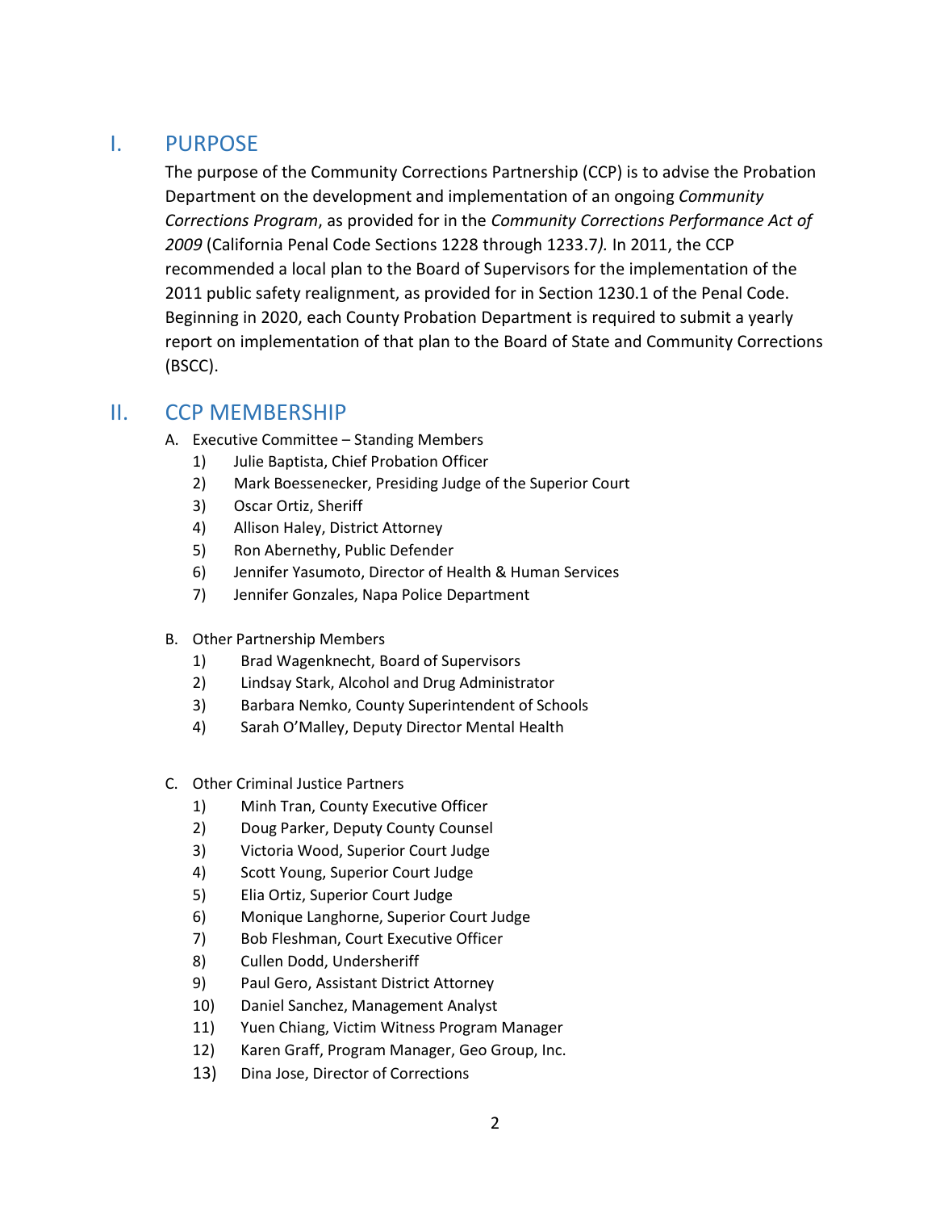## I. PURPOSE

The purpose of the Community Corrections Partnership (CCP) is to advise the Probation Department on the development and implementation of an ongoing *Community Corrections Program*, as provided for in the *Community Corrections Performance Act of 2009* (California Penal Code Sections 1228 through 1233.7*).* In 2011, the CCP recommended a local plan to the Board of Supervisors for the implementation of the 2011 public safety realignment, as provided for in Section 1230.1 of the Penal Code. Beginning in 2020, each County Probation Department is required to submit a yearly report on implementation of that plan to the Board of State and Community Corrections (BSCC).

## II. CCP MEMBERSHIP

A. Executive Committee – Standing Members
   1) Julie Baptista, Chief Probation Officer
   2) Mark Boessenecker, Presiding Judge of the Superior Court
   3) Oscar Ortiz, Sheriff
   4) Allison Haley, District Attorney
   5) Ron Abernethy, Public Defender
   6) Jennifer Yasumoto, Director of Health & Human Services
   7) Jennifer Gonzales, Napa Police Department

B. Other Partnership Members
   1) Brad Wagenknecht, Board of Supervisors
   2) Lindsay Stark, Alcohol and Drug Administrator
   3) Barbara Nemko, County Superintendent of Schools
   4) Sarah O'Malley, Deputy Director Mental Health

C. Other Criminal Justice Partners
   1) Minh Tran, County Executive Officer
   2) Doug Parker, Deputy County Counsel
   3) Victoria Wood, Superior Court Judge
   4) Scott Young, Superior Court Judge
   5) Elia Ortiz, Superior Court Judge
   6) Monique Langhorne, Superior Court Judge
   7) Bob Fleshman, Court Executive Officer
   8) Cullen Dodd, Undersheriff
   9) Paul Gero, Assistant District Attorney
   10) Daniel Sanchez, Management Analyst
   11) Yuen Chiang, Victim Witness Program Manager
   12) Karen Graff, Program Manager, Geo Group, Inc.
   13) Dina Jose, Director of Corrections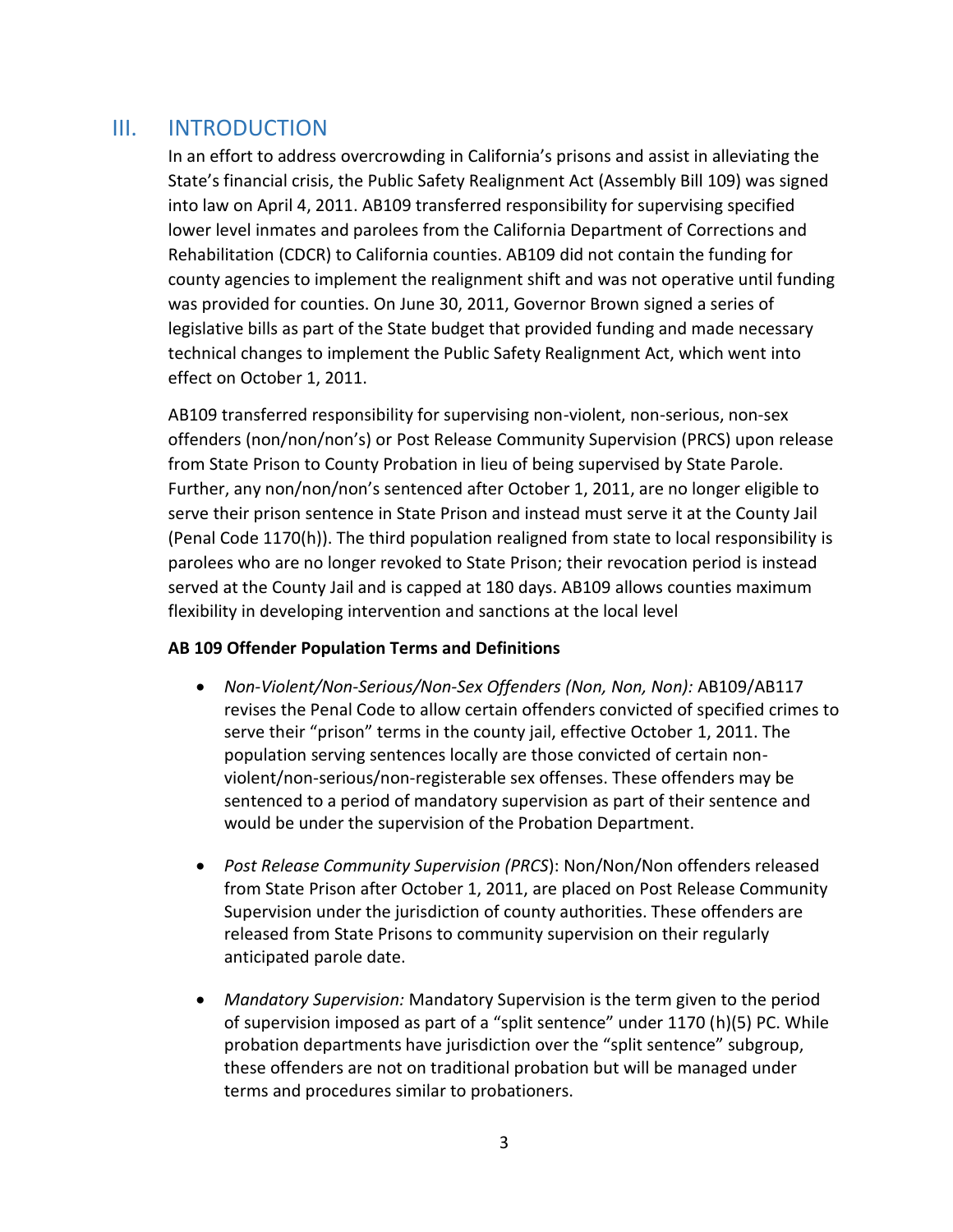## III. INTRODUCTION

In an effort to address overcrowding in California's prisons and assist in alleviating the State's financial crisis, the Public Safety Realignment Act (Assembly Bill 109) was signed into law on April 4, 2011. AB109 transferred responsibility for supervising specified lower level inmates and parolees from the California Department of Corrections and Rehabilitation (CDCR) to California counties. AB109 did not contain the funding for county agencies to implement the realignment shift and was not operative until funding was provided for counties. On June 30, 2011, Governor Brown signed a series of legislative bills as part of the State budget that provided funding and made necessary technical changes to implement the Public Safety Realignment Act, which went into effect on October 1, 2011.

AB109 transferred responsibility for supervising non-violent, non-serious, non-sex offenders (non/non/non's) or Post Release Community Supervision (PRCS) upon release from State Prison to County Probation in lieu of being supervised by State Parole. Further, any non/non/non's sentenced after October 1, 2011, are no longer eligible to serve their prison sentence in State Prison and instead must serve it at the County Jail (Penal Code 1170(h)). The third population realigned from state to local responsibility is parolees who are no longer revoked to State Prison; their revocation period is instead served at the County Jail and is capped at 180 days. AB109 allows counties maximum flexibility in developing intervention and sanctions at the local level

**AB 109 Offender Population Terms and Definitions**

- *Non-Violent/Non-Serious/Non-Sex Offenders (Non, Non, Non):* AB109/AB117 revises the Penal Code to allow certain offenders convicted of specified crimes to serve their "prison" terms in the county jail, effective October 1, 2011. The population serving sentences locally are those convicted of certain non-violent/non-serious/non-registerable sex offenses. These offenders may be sentenced to a period of mandatory supervision as part of their sentence and would be under the supervision of the Probation Department.

- *Post Release Community Supervision (PRCS)*: Non/Non/Non offenders released from State Prison after October 1, 2011, are placed on Post Release Community Supervision under the jurisdiction of county authorities. These offenders are released from State Prisons to community supervision on their regularly anticipated parole date.

- *Mandatory Supervision:* Mandatory Supervision is the term given to the period of supervision imposed as part of a "split sentence" under 1170 (h)(5) PC. While probation departments have jurisdiction over the "split sentence" subgroup, these offenders are not on traditional probation but will be managed under terms and procedures similar to probationers.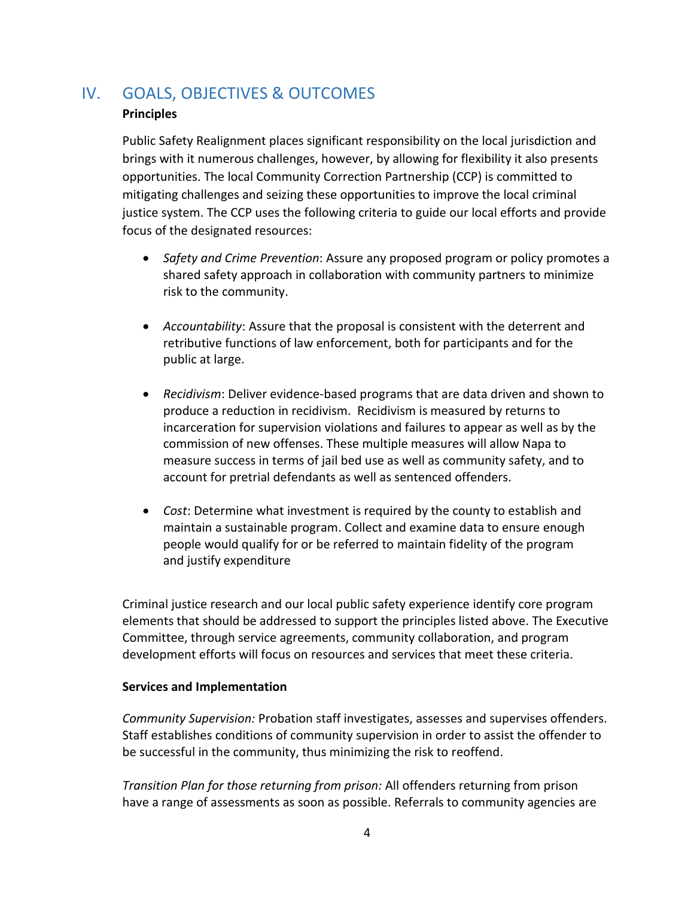## IV. GOALS, OBJECTIVES & OUTCOMES

**Principles**

Public Safety Realignment places significant responsibility on the local jurisdiction and brings with it numerous challenges, however, by allowing for flexibility it also presents opportunities. The local Community Correction Partnership (CCP) is committed to mitigating challenges and seizing these opportunities to improve the local criminal justice system. The CCP uses the following criteria to guide our local efforts and provide focus of the designated resources:

- *Safety and Crime Prevention*: Assure any proposed program or policy promotes a shared safety approach in collaboration with community partners to minimize risk to the community.
- *Accountability*: Assure that the proposal is consistent with the deterrent and retributive functions of law enforcement, both for participants and for the public at large.
- *Recidivism*: Deliver evidence-based programs that are data driven and shown to produce a reduction in recidivism. Recidivism is measured by returns to incarceration for supervision violations and failures to appear as well as by the commission of new offenses. These multiple measures will allow Napa to measure success in terms of jail bed use as well as community safety, and to account for pretrial defendants as well as sentenced offenders.
- *Cost*: Determine what investment is required by the county to establish and maintain a sustainable program. Collect and examine data to ensure enough people would qualify for or be referred to maintain fidelity of the program and justify expenditure

Criminal justice research and our local public safety experience identify core program elements that should be addressed to support the principles listed above. The Executive Committee, through service agreements, community collaboration, and program development efforts will focus on resources and services that meet these criteria.

**Services and Implementation**

*Community Supervision:* Probation staff investigates, assesses and supervises offenders. Staff establishes conditions of community supervision in order to assist the offender to be successful in the community, thus minimizing the risk to reoffend.

*Transition Plan for those returning from prison:* All offenders returning from prison have a range of assessments as soon as possible. Referrals to community agencies are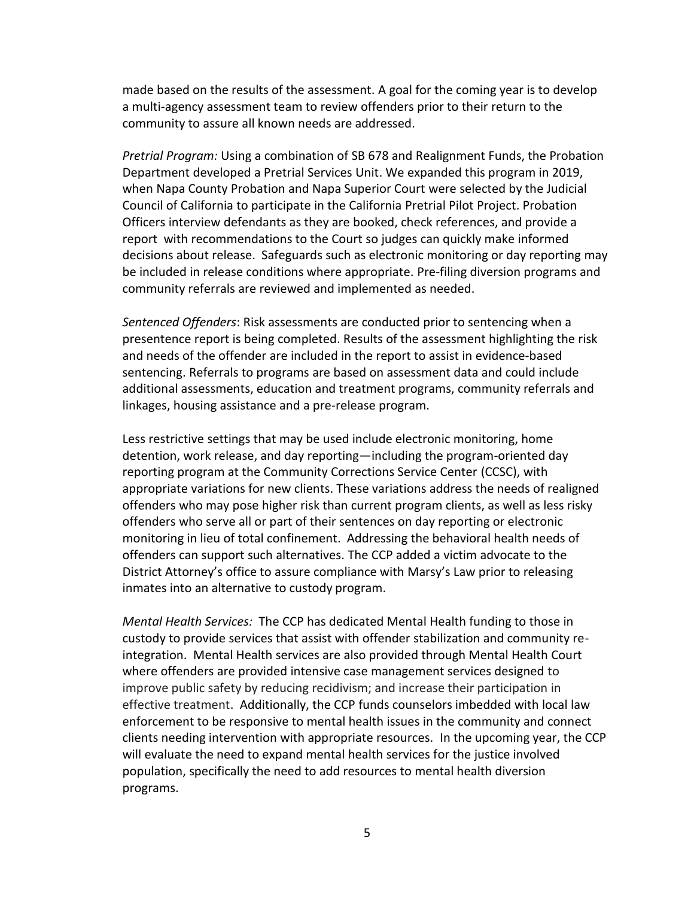made based on the results of the assessment. A goal for the coming year is to develop a multi-agency assessment team to review offenders prior to their return to the community to assure all known needs are addressed.

*Pretrial Program:* Using a combination of SB 678 and Realignment Funds, the Probation Department developed a Pretrial Services Unit. We expanded this program in 2019, when Napa County Probation and Napa Superior Court were selected by the Judicial Council of California to participate in the California Pretrial Pilot Project. Probation Officers interview defendants as they are booked, check references, and provide a report with recommendations to the Court so judges can quickly make informed decisions about release. Safeguards such as electronic monitoring or day reporting may be included in release conditions where appropriate. Pre-filing diversion programs and community referrals are reviewed and implemented as needed.

*Sentenced Offenders*: Risk assessments are conducted prior to sentencing when a presentence report is being completed. Results of the assessment highlighting the risk and needs of the offender are included in the report to assist in evidence-based sentencing. Referrals to programs are based on assessment data and could include additional assessments, education and treatment programs, community referrals and linkages, housing assistance and a pre-release program.

Less restrictive settings that may be used include electronic monitoring, home detention, work release, and day reporting—including the program-oriented day reporting program at the Community Corrections Service Center (CCSC), with appropriate variations for new clients. These variations address the needs of realigned offenders who may pose higher risk than current program clients, as well as less risky offenders who serve all or part of their sentences on day reporting or electronic monitoring in lieu of total confinement. Addressing the behavioral health needs of offenders can support such alternatives. The CCP added a victim advocate to the District Attorney's office to assure compliance with Marsy's Law prior to releasing inmates into an alternative to custody program.

*Mental Health Services:* The CCP has dedicated Mental Health funding to those in custody to provide services that assist with offender stabilization and community re-integration. Mental Health services are also provided through Mental Health Court where offenders are provided intensive case management services designed to improve public safety by reducing recidivism; and increase their participation in effective treatment. Additionally, the CCP funds counselors imbedded with local law enforcement to be responsive to mental health issues in the community and connect clients needing intervention with appropriate resources. In the upcoming year, the CCP will evaluate the need to expand mental health services for the justice involved population, specifically the need to add resources to mental health diversion programs.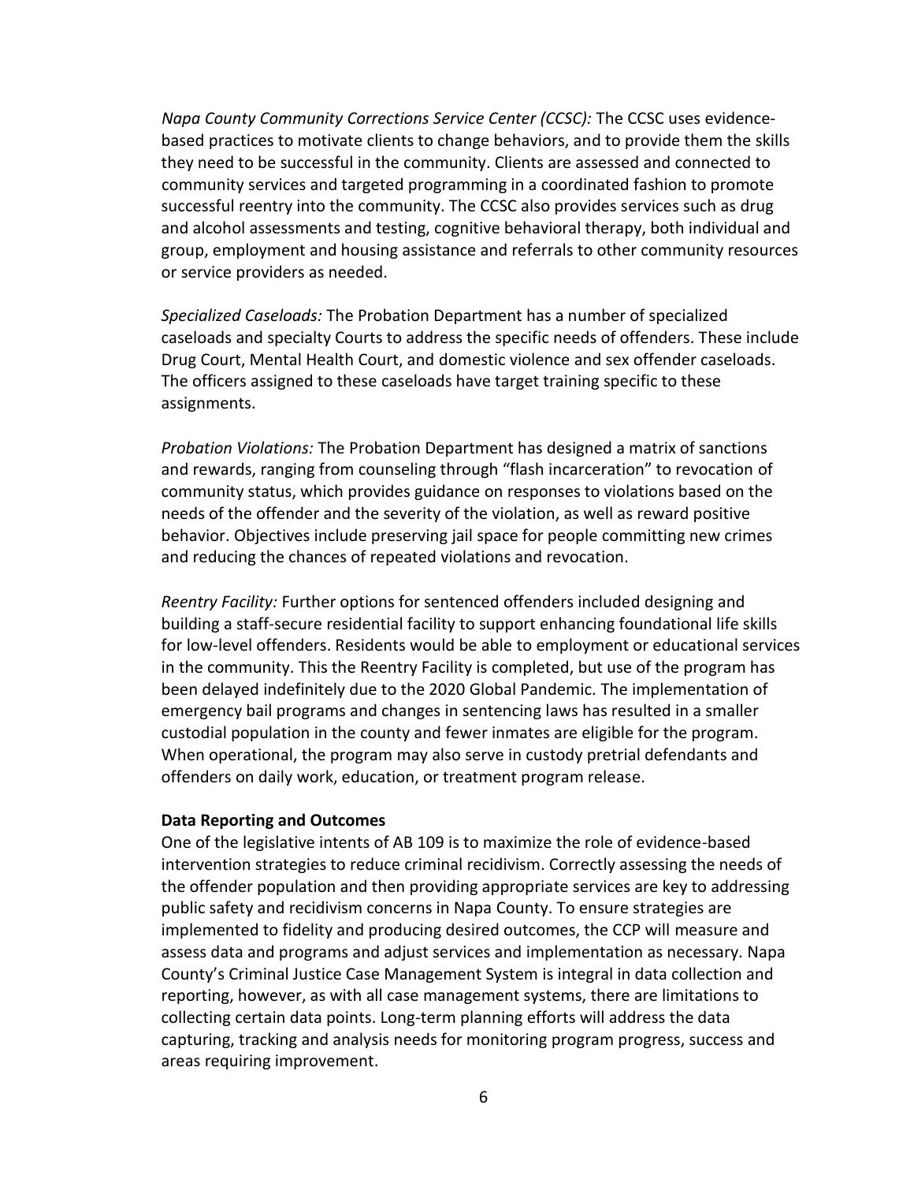*Napa County Community Corrections Service Center (CCSC):* The CCSC uses evidence-based practices to motivate clients to change behaviors, and to provide them the skills they need to be successful in the community. Clients are assessed and connected to community services and targeted programming in a coordinated fashion to promote successful reentry into the community. The CCSC also provides services such as drug and alcohol assessments and testing, cognitive behavioral therapy, both individual and group, employment and housing assistance and referrals to other community resources or service providers as needed.

*Specialized Caseloads:* The Probation Department has a number of specialized caseloads and specialty Courts to address the specific needs of offenders. These include Drug Court, Mental Health Court, and domestic violence and sex offender caseloads. The officers assigned to these caseloads have target training specific to these assignments.

*Probation Violations:* The Probation Department has designed a matrix of sanctions and rewards, ranging from counseling through "flash incarceration" to revocation of community status, which provides guidance on responses to violations based on the needs of the offender and the severity of the violation, as well as reward positive behavior. Objectives include preserving jail space for people committing new crimes and reducing the chances of repeated violations and revocation.

*Reentry Facility:* Further options for sentenced offenders included designing and building a staff-secure residential facility to support enhancing foundational life skills for low-level offenders. Residents would be able to employment or educational services in the community. This the Reentry Facility is completed, but use of the program has been delayed indefinitely due to the 2020 Global Pandemic. The implementation of emergency bail programs and changes in sentencing laws has resulted in a smaller custodial population in the county and fewer inmates are eligible for the program. When operational, the program may also serve in custody pretrial defendants and offenders on daily work, education, or treatment program release.

**Data Reporting and Outcomes**

One of the legislative intents of AB 109 is to maximize the role of evidence-based intervention strategies to reduce criminal recidivism. Correctly assessing the needs of the offender population and then providing appropriate services are key to addressing public safety and recidivism concerns in Napa County. To ensure strategies are implemented to fidelity and producing desired outcomes, the CCP will measure and assess data and programs and adjust services and implementation as necessary. Napa County's Criminal Justice Case Management System is integral in data collection and reporting, however, as with all case management systems, there are limitations to collecting certain data points. Long-term planning efforts will address the data capturing, tracking and analysis needs for monitoring program progress, success and areas requiring improvement.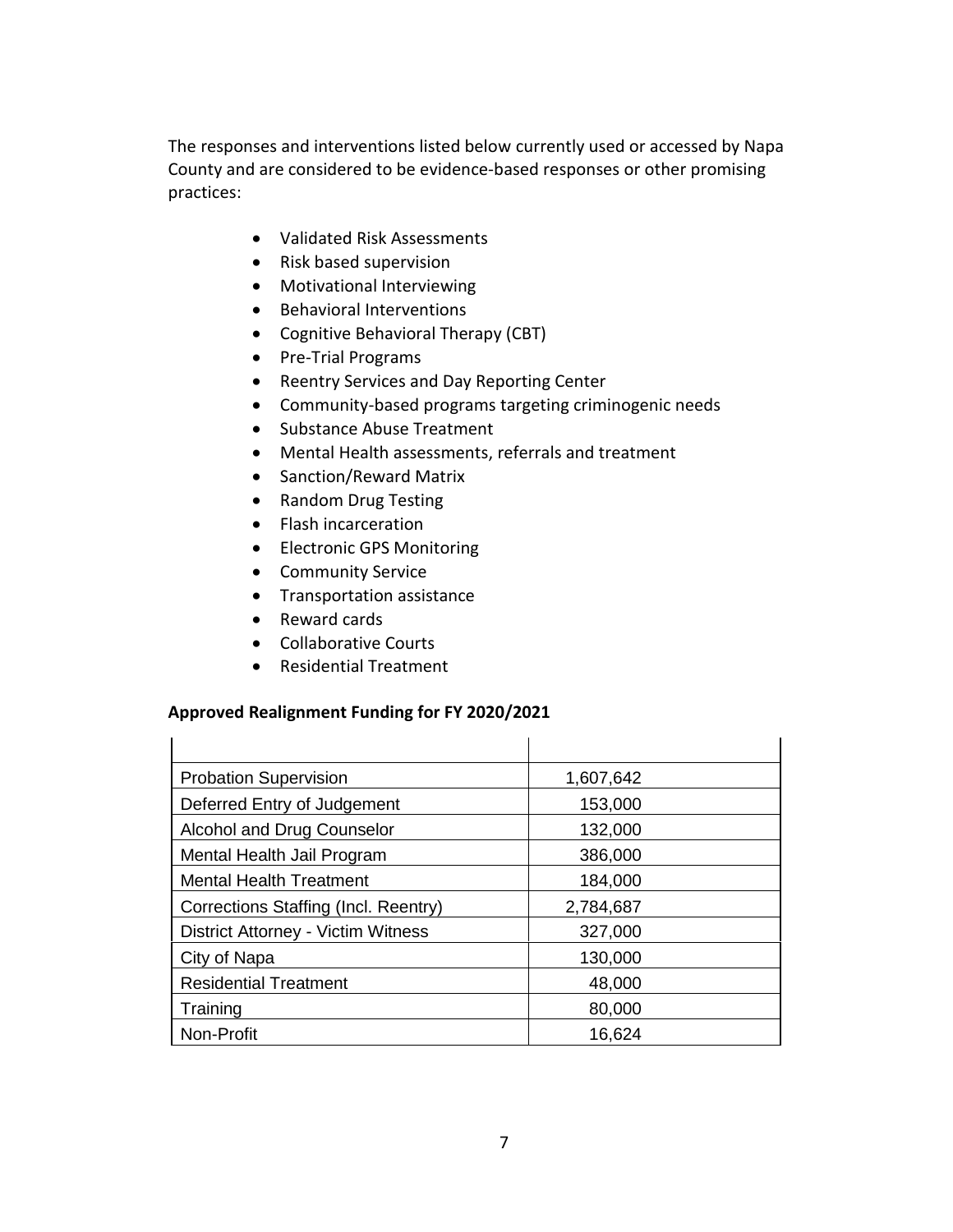The responses and interventions listed below currently used or accessed by Napa County and are considered to be evidence-based responses or other promising practices:

- Validated Risk Assessments
- Risk based supervision
- Motivational Interviewing
- Behavioral Interventions
- Cognitive Behavioral Therapy (CBT)
- Pre-Trial Programs
- Reentry Services and Day Reporting Center
- Community-based programs targeting criminogenic needs
- Substance Abuse Treatment
- Mental Health assessments, referrals and treatment
- Sanction/Reward Matrix
- Random Drug Testing
- Flash incarceration
- Electronic GPS Monitoring
- Community Service
- Transportation assistance
- Reward cards
- Collaborative Courts
- Residential Treatment

**Approved Realignment Funding for FY 2020/2021**

| | |
|---|---|
| Probation Supervision | 1,607,642 |
| Deferred Entry of Judgement | 153,000 |
| Alcohol and Drug Counselor | 132,000 |
| Mental Health Jail Program | 386,000 |
| Mental Health Treatment | 184,000 |
| Corrections Staffing (Incl. Reentry) | 2,784,687 |
| District Attorney - Victim Witness | 327,000 |
| City of Napa | 130,000 |
| Residential Treatment | 48,000 |
| Training | 80,000 |
| Non-Profit | 16,624 |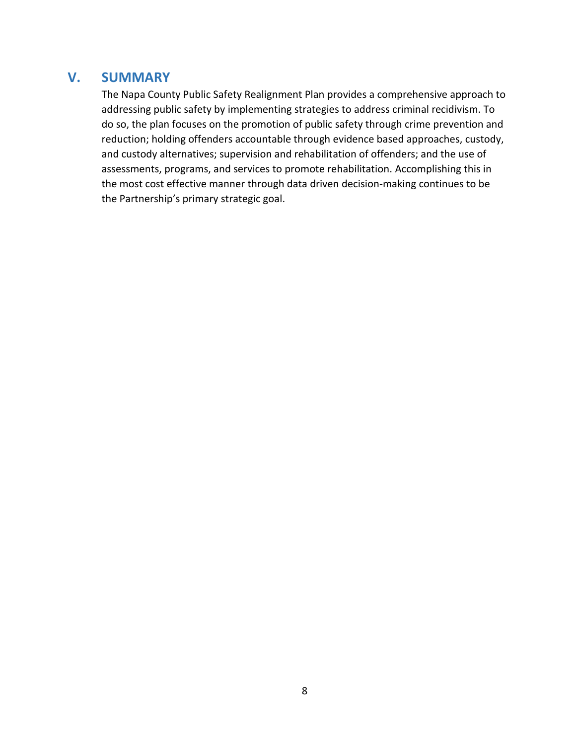## V. SUMMARY

The Napa County Public Safety Realignment Plan provides a comprehensive approach to addressing public safety by implementing strategies to address criminal recidivism. To do so, the plan focuses on the promotion of public safety through crime prevention and reduction; holding offenders accountable through evidence based approaches, custody, and custody alternatives; supervision and rehabilitation of offenders; and the use of assessments, programs, and services to promote rehabilitation. Accomplishing this in the most cost effective manner through data driven decision-making continues to be the Partnership's primary strategic goal.